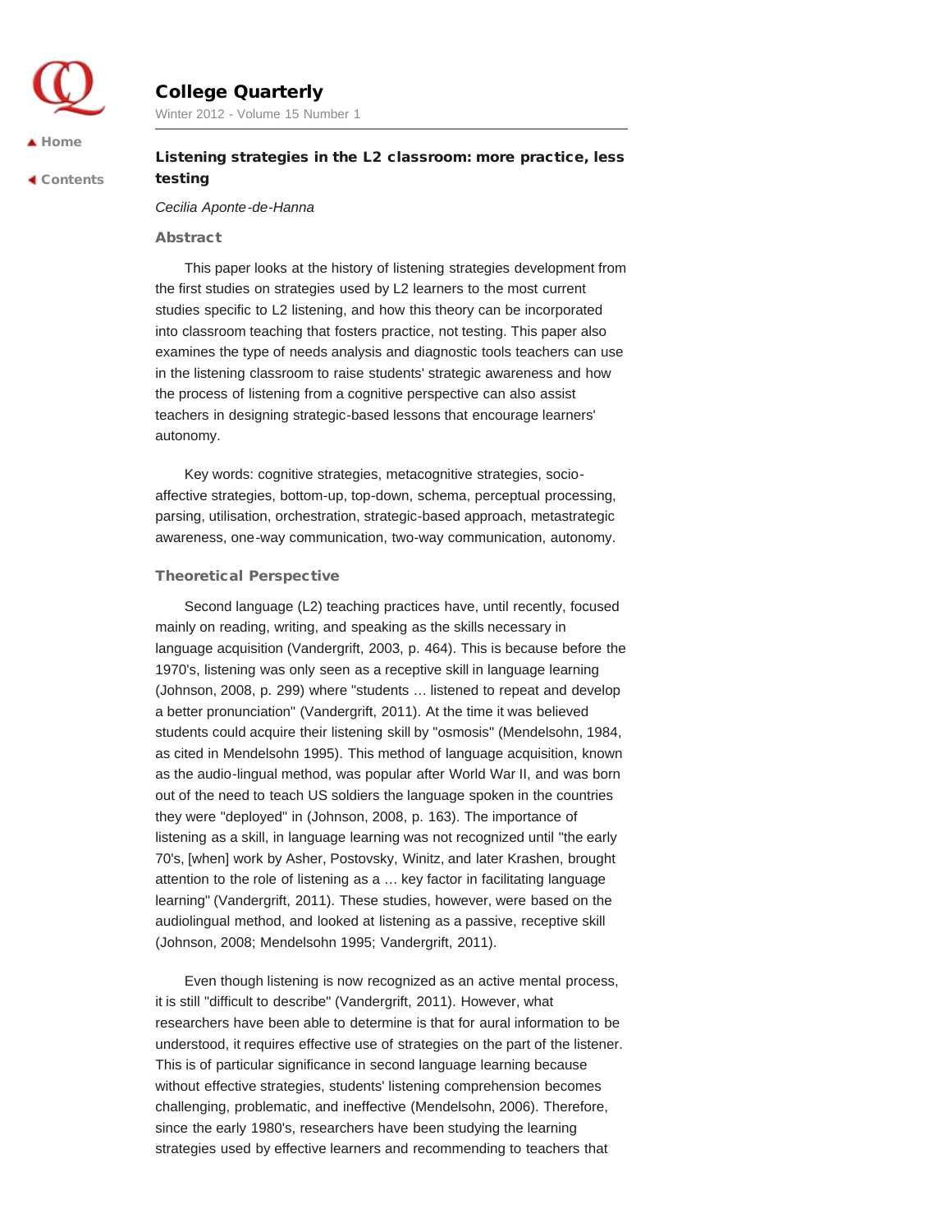# College Quarterly

Winter 2012 - Volume 15 Number 1

## Listening strategies in the L2 classroom: more practice, less testing

*Cecilia Aponte-de-Hanna*

### Abstract

This paper looks at the history of listening strategies development from the first studies on strategies used by L2 learners to the most current studies specific to L2 listening, and how this theory can be incorporated into classroom teaching that fosters practice, not testing. This paper also examines the type of needs analysis and diagnostic tools teachers can use in the listening classroom to raise students' strategic awareness and how the process of listening from a cognitive perspective can also assist teachers in designing strategic-based lessons that encourage learners' autonomy.

Key words: cognitive strategies, metacognitive strategies, socio-affective strategies, bottom-up, top-down, schema, perceptual processing, parsing, utilisation, orchestration, strategic-based approach, metastrategic awareness, one-way communication, two-way communication, autonomy.

### Theoretical Perspective

Second language (L2) teaching practices have, until recently, focused mainly on reading, writing, and speaking as the skills necessary in language acquisition (Vandergrift, 2003, p. 464). This is because before the 1970's, listening was only seen as a receptive skill in language learning (Johnson, 2008, p. 299) where "students … listened to repeat and develop a better pronunciation" (Vandergrift, 2011). At the time it was believed students could acquire their listening skill by "osmosis" (Mendelsohn, 1984, as cited in Mendelsohn 1995). This method of language acquisition, known as the audio-lingual method, was popular after World War II, and was born out of the need to teach US soldiers the language spoken in the countries they were "deployed" in (Johnson, 2008, p. 163). The importance of listening as a skill, in language learning was not recognized until "the early 70's, [when] work by Asher, Postovsky, Winitz, and later Krashen, brought attention to the role of listening as a … key factor in facilitating language learning" (Vandergrift, 2011). These studies, however, were based on the audiolingual method, and looked at listening as a passive, receptive skill (Johnson, 2008; Mendelsohn 1995; Vandergrift, 2011).

Even though listening is now recognized as an active mental process, it is still "difficult to describe" (Vandergrift, 2011). However, what researchers have been able to determine is that for aural information to be understood, it requires effective use of strategies on the part of the listener. This is of particular significance in second language learning because without effective strategies, students' listening comprehension becomes challenging, problematic, and ineffective (Mendelsohn, 2006). Therefore, since the early 1980's, researchers have been studying the learning strategies used by effective learners and recommending to teachers that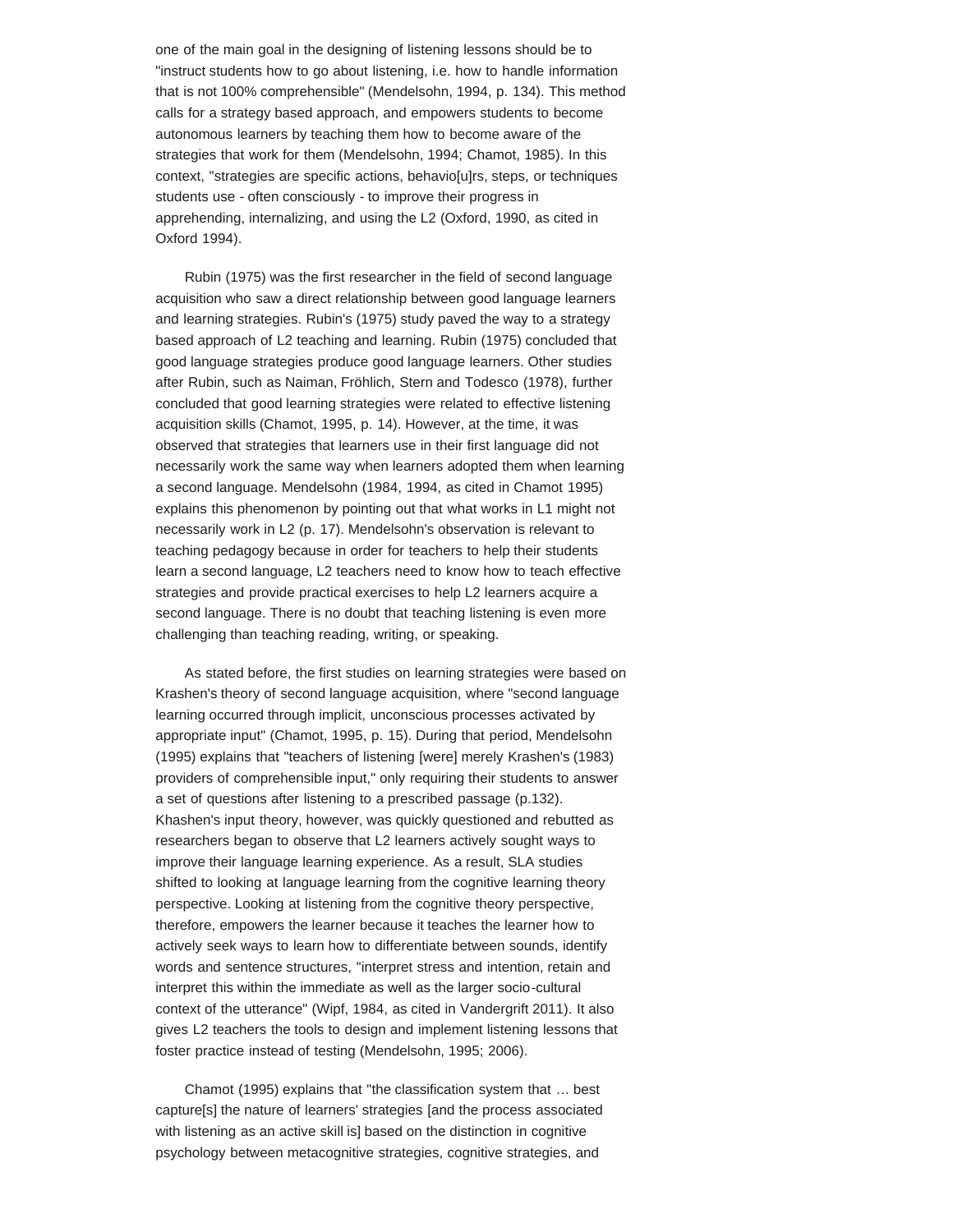one of the main goal in the designing of listening lessons should be to "instruct students how to go about listening, i.e. how to handle information that is not 100% comprehensible" (Mendelsohn, 1994, p. 134). This method calls for a strategy based approach, and empowers students to become autonomous learners by teaching them how to become aware of the strategies that work for them (Mendelsohn, 1994; Chamot, 1985). In this context, "strategies are specific actions, behavio[u]rs, steps, or techniques students use - often consciously - to improve their progress in apprehending, internalizing, and using the L2 (Oxford, 1990, as cited in Oxford 1994).

Rubin (1975) was the first researcher in the field of second language acquisition who saw a direct relationship between good language learners and learning strategies. Rubin's (1975) study paved the way to a strategy based approach of L2 teaching and learning. Rubin (1975) concluded that good language strategies produce good language learners. Other studies after Rubin, such as Naiman, Fröhlich, Stern and Todesco (1978), further concluded that good learning strategies were related to effective listening acquisition skills (Chamot, 1995, p. 14). However, at the time, it was observed that strategies that learners use in their first language did not necessarily work the same way when learners adopted them when learning a second language. Mendelsohn (1984, 1994, as cited in Chamot 1995) explains this phenomenon by pointing out that what works in L1 might not necessarily work in L2 (p. 17). Mendelsohn's observation is relevant to teaching pedagogy because in order for teachers to help their students learn a second language, L2 teachers need to know how to teach effective strategies and provide practical exercises to help L2 learners acquire a second language. There is no doubt that teaching listening is even more challenging than teaching reading, writing, or speaking.

As stated before, the first studies on learning strategies were based on Krashen's theory of second language acquisition, where "second language learning occurred through implicit, unconscious processes activated by appropriate input" (Chamot, 1995, p. 15). During that period, Mendelsohn (1995) explains that "teachers of listening [were] merely Krashen's (1983) providers of comprehensible input," only requiring their students to answer a set of questions after listening to a prescribed passage (p.132). Khashen's input theory, however, was quickly questioned and rebutted as researchers began to observe that L2 learners actively sought ways to improve their language learning experience. As a result, SLA studies shifted to looking at language learning from the cognitive learning theory perspective. Looking at listening from the cognitive theory perspective, therefore, empowers the learner because it teaches the learner how to actively seek ways to learn how to differentiate between sounds, identify words and sentence structures, "interpret stress and intention, retain and interpret this within the immediate as well as the larger socio-cultural context of the utterance" (Wipf, 1984, as cited in Vandergrift 2011). It also gives L2 teachers the tools to design and implement listening lessons that foster practice instead of testing (Mendelsohn, 1995; 2006).

Chamot (1995) explains that "the classification system that … best capture[s] the nature of learners' strategies [and the process associated with listening as an active skill is] based on the distinction in cognitive psychology between metacognitive strategies, cognitive strategies, and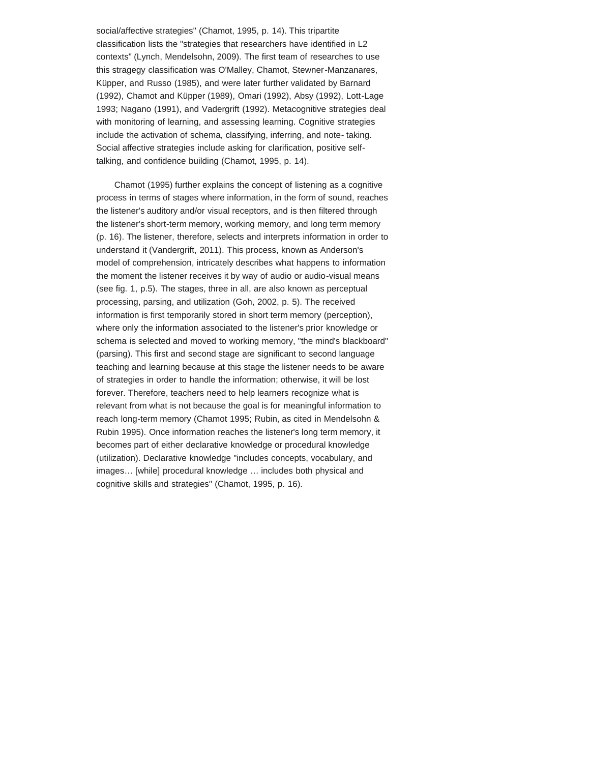social/affective strategies" (Chamot, 1995, p. 14). This tripartite classification lists the "strategies that researchers have identified in L2 contexts" (Lynch, Mendelsohn, 2009). The first team of researches to use this stragegy classification was O'Malley, Chamot, Stewner-Manzanares, Küpper, and Russo (1985), and were later further validated by Barnard (1992), Chamot and Küpper (1989), Omari (1992), Absy (1992), Lott-Lage 1993; Nagano (1991), and Vadergrift (1992). Metacognitive strategies deal with monitoring of learning, and assessing learning. Cognitive strategies include the activation of schema, classifying, inferring, and note- taking. Social affective strategies include asking for clarification, positive self-talking, and confidence building (Chamot, 1995, p. 14).

Chamot (1995) further explains the concept of listening as a cognitive process in terms of stages where information, in the form of sound, reaches the listener's auditory and/or visual receptors, and is then filtered through the listener's short-term memory, working memory, and long term memory (p. 16). The listener, therefore, selects and interprets information in order to understand it (Vandergrift, 2011). This process, known as Anderson's model of comprehension, intricately describes what happens to information the moment the listener receives it by way of audio or audio-visual means (see fig. 1, p.5). The stages, three in all, are also known as perceptual processing, parsing, and utilization (Goh, 2002, p. 5). The received information is first temporarily stored in short term memory (perception), where only the information associated to the listener's prior knowledge or schema is selected and moved to working memory, "the mind's blackboard" (parsing). This first and second stage are significant to second language teaching and learning because at this stage the listener needs to be aware of strategies in order to handle the information; otherwise, it will be lost forever. Therefore, teachers need to help learners recognize what is relevant from what is not because the goal is for meaningful information to reach long-term memory (Chamot 1995; Rubin, as cited in Mendelsohn & Rubin 1995). Once information reaches the listener's long term memory, it becomes part of either declarative knowledge or procedural knowledge (utilization). Declarative knowledge "includes concepts, vocabulary, and images… [while] procedural knowledge … includes both physical and cognitive skills and strategies" (Chamot, 1995, p. 16).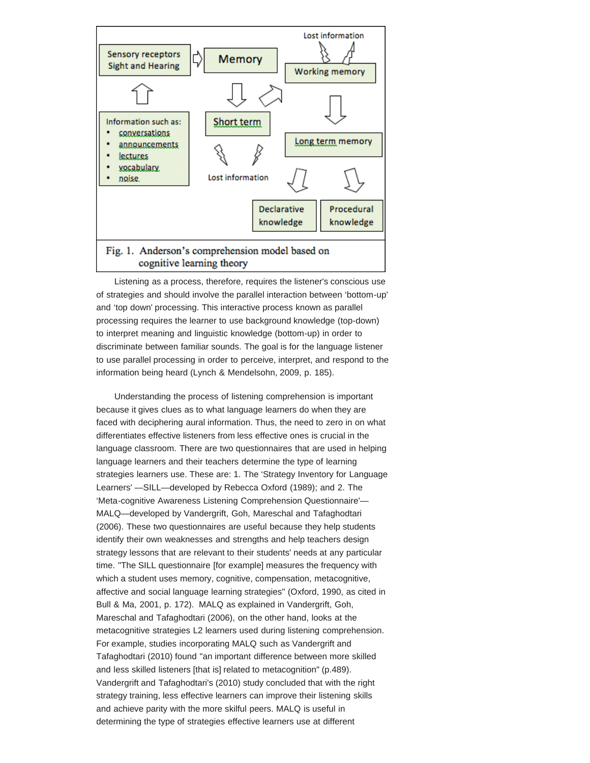Sensory receptors Sight and Hearing

Memory

Lost information

Working memory

Information such as:

- conversations
- announcements
- lectures
- vocabulary
- noise

Short term

Lost information

Long term memory

Declarative knowledge

Procedural knowledge

Fig. 1. Anderson's comprehension model based on cognitive learning theory

Listening as a process, therefore, requires the listener's conscious use of strategies and should involve the parallel interaction between 'bottom-up' and 'top down' processing. This interactive process known as parallel processing requires the learner to use background knowledge (top-down) to interpret meaning and linguistic knowledge (bottom-up) in order to discriminate between familiar sounds. The goal is for the language listener to use parallel processing in order to perceive, interpret, and respond to the information being heard (Lynch & Mendelsohn, 2009, p. 185).

Understanding the process of listening comprehension is important because it gives clues as to what language learners do when they are faced with deciphering aural information. Thus, the need to zero in on what differentiates effective listeners from less effective ones is crucial in the language classroom. There are two questionnaires that are used in helping language learners and their teachers determine the type of learning strategies learners use. These are: 1. The 'Strategy Inventory for Language Learners' —SILL—developed by Rebecca Oxford (1989); and 2. The 'Meta-cognitive Awareness Listening Comprehension Questionnaire'—MALQ—developed by Vandergrift, Goh, Mareschal and Tafaghodtari (2006). These two questionnaires are useful because they help students identify their own weaknesses and strengths and help teachers design strategy lessons that are relevant to their students' needs at any particular time. "The SILL questionnaire [for example] measures the frequency with which a student uses memory, cognitive, compensation, metacognitive, affective and social language learning strategies" (Oxford, 1990, as cited in Bull & Ma, 2001, p. 172). MALQ as explained in Vandergrift, Goh, Mareschal and Tafaghodtari (2006), on the other hand, looks at the metacognitive strategies L2 learners used during listening comprehension. For example, studies incorporating MALQ such as Vandergrift and Tafaghodtari (2010) found "an important difference between more skilled and less skilled listeners [that is] related to metacognition" (p.489). Vandergrift and Tafaghodtari's (2010) study concluded that with the right strategy training, less effective learners can improve their listening skills and achieve parity with the more skilful peers. MALQ is useful in determining the type of strategies effective learners use at different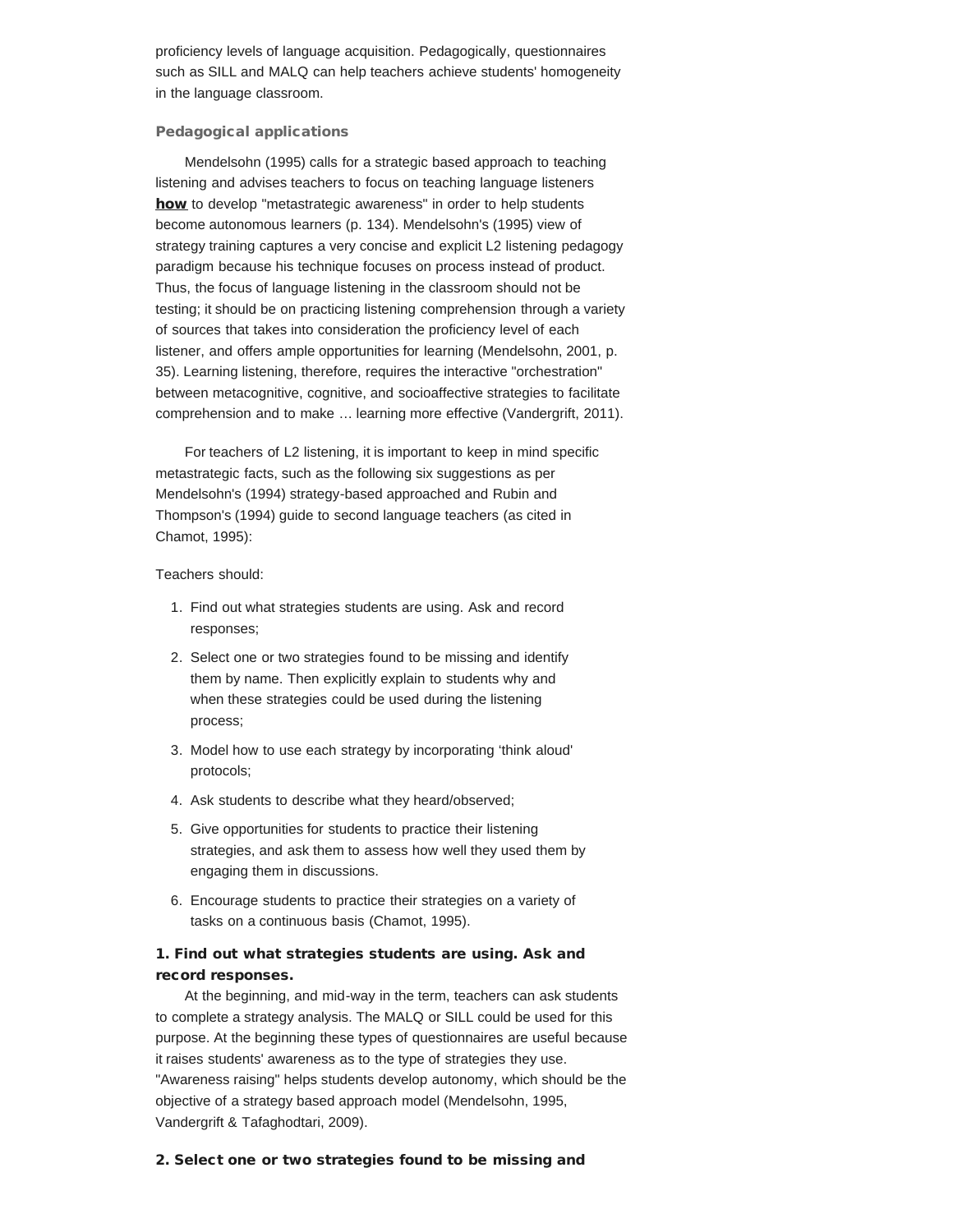proficiency levels of language acquisition. Pedagogically, questionnaires such as SILL and MALQ can help teachers achieve students' homogeneity in the language classroom.

### Pedagogical applications

Mendelsohn (1995) calls for a strategic based approach to teaching listening and advises teachers to focus on teaching language listeners **how** to develop "metastrategic awareness" in order to help students become autonomous learners (p. 134). Mendelsohn's (1995) view of strategy training captures a very concise and explicit L2 listening pedagogy paradigm because his technique focuses on process instead of product. Thus, the focus of language listening in the classroom should not be testing; it should be on practicing listening comprehension through a variety of sources that takes into consideration the proficiency level of each listener, and offers ample opportunities for learning (Mendelsohn, 2001, p. 35). Learning listening, therefore, requires the interactive "orchestration" between metacognitive, cognitive, and socioaffective strategies to facilitate comprehension and to make … learning more effective (Vandergrift, 2011).

For teachers of L2 listening, it is important to keep in mind specific metastrategic facts, such as the following six suggestions as per Mendelsohn's (1994) strategy-based approached and Rubin and Thompson's (1994) guide to second language teachers (as cited in Chamot, 1995):

Teachers should:

1. Find out what strategies students are using. Ask and record responses;
2. Select one or two strategies found to be missing and identify them by name. Then explicitly explain to students why and when these strategies could be used during the listening process;
3. Model how to use each strategy by incorporating 'think aloud' protocols;
4. Ask students to describe what they heard/observed;
5. Give opportunities for students to practice their listening strategies, and ask them to assess how well they used them by engaging them in discussions.
6. Encourage students to practice their strategies on a variety of tasks on a continuous basis (Chamot, 1995).

#### 1. Find out what strategies students are using. Ask and record responses.

At the beginning, and mid-way in the term, teachers can ask students to complete a strategy analysis. The MALQ or SILL could be used for this purpose. At the beginning these types of questionnaires are useful because it raises students' awareness as to the type of strategies they use. "Awareness raising" helps students develop autonomy, which should be the objective of a strategy based approach model (Mendelsohn, 1995, Vandergrift & Tafaghodtari, 2009).

#### 2. Select one or two strategies found to be missing and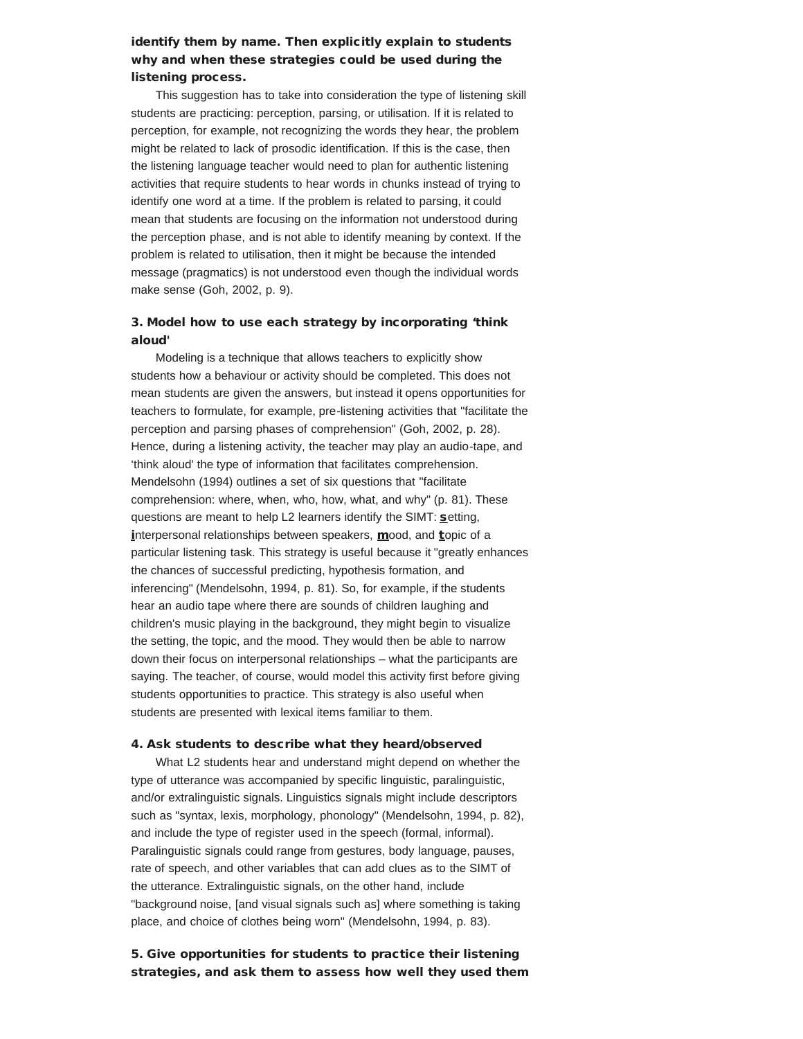**identify them by name. Then explicitly explain to students why and when these strategies could be used during the listening process.**

This suggestion has to take into consideration the type of listening skill students are practicing: perception, parsing, or utilisation. If it is related to perception, for example, not recognizing the words they hear, the problem might be related to lack of prosodic identification. If this is the case, then the listening language teacher would need to plan for authentic listening activities that require students to hear words in chunks instead of trying to identify one word at a time. If the problem is related to parsing, it could mean that students are focusing on the information not understood during the perception phase, and is not able to identify meaning by context. If the problem is related to utilisation, then it might be because the intended message (pragmatics) is not understood even though the individual words make sense (Goh, 2002, p. 9).

### 3. Model how to use each strategy by incorporating 'think aloud'

Modeling is a technique that allows teachers to explicitly show students how a behaviour or activity should be completed. This does not mean students are given the answers, but instead it opens opportunities for teachers to formulate, for example, pre-listening activities that "facilitate the perception and parsing phases of comprehension" (Goh, 2002, p. 28). Hence, during a listening activity, the teacher may play an audio-tape, and 'think aloud' the type of information that facilitates comprehension. Mendelsohn (1994) outlines a set of six questions that "facilitate comprehension: where, when, who, how, what, and why" (p. 81). These questions are meant to help L2 learners identify the SIMT: **s**etting, **i**nterpersonal relationships between speakers, **m**ood, and **t**opic of a particular listening task. This strategy is useful because it "greatly enhances the chances of successful predicting, hypothesis formation, and inferencing" (Mendelsohn, 1994, p. 81). So, for example, if the students hear an audio tape where there are sounds of children laughing and children's music playing in the background, they might begin to visualize the setting, the topic, and the mood. They would then be able to narrow down their focus on interpersonal relationships – what the participants are saying. The teacher, of course, would model this activity first before giving students opportunities to practice. This strategy is also useful when students are presented with lexical items familiar to them.

### 4. Ask students to describe what they heard/observed

What L2 students hear and understand might depend on whether the type of utterance was accompanied by specific linguistic, paralinguistic, and/or extralinguistic signals. Linguistics signals might include descriptors such as "syntax, lexis, morphology, phonology" (Mendelsohn, 1994, p. 82), and include the type of register used in the speech (formal, informal). Paralinguistic signals could range from gestures, body language, pauses, rate of speech, and other variables that can add clues as to the SIMT of the utterance. Extralinguistic signals, on the other hand, include "background noise, [and visual signals such as] where something is taking place, and choice of clothes being worn" (Mendelsohn, 1994, p. 83).

### 5. Give opportunities for students to practice their listening strategies, and ask them to assess how well they used them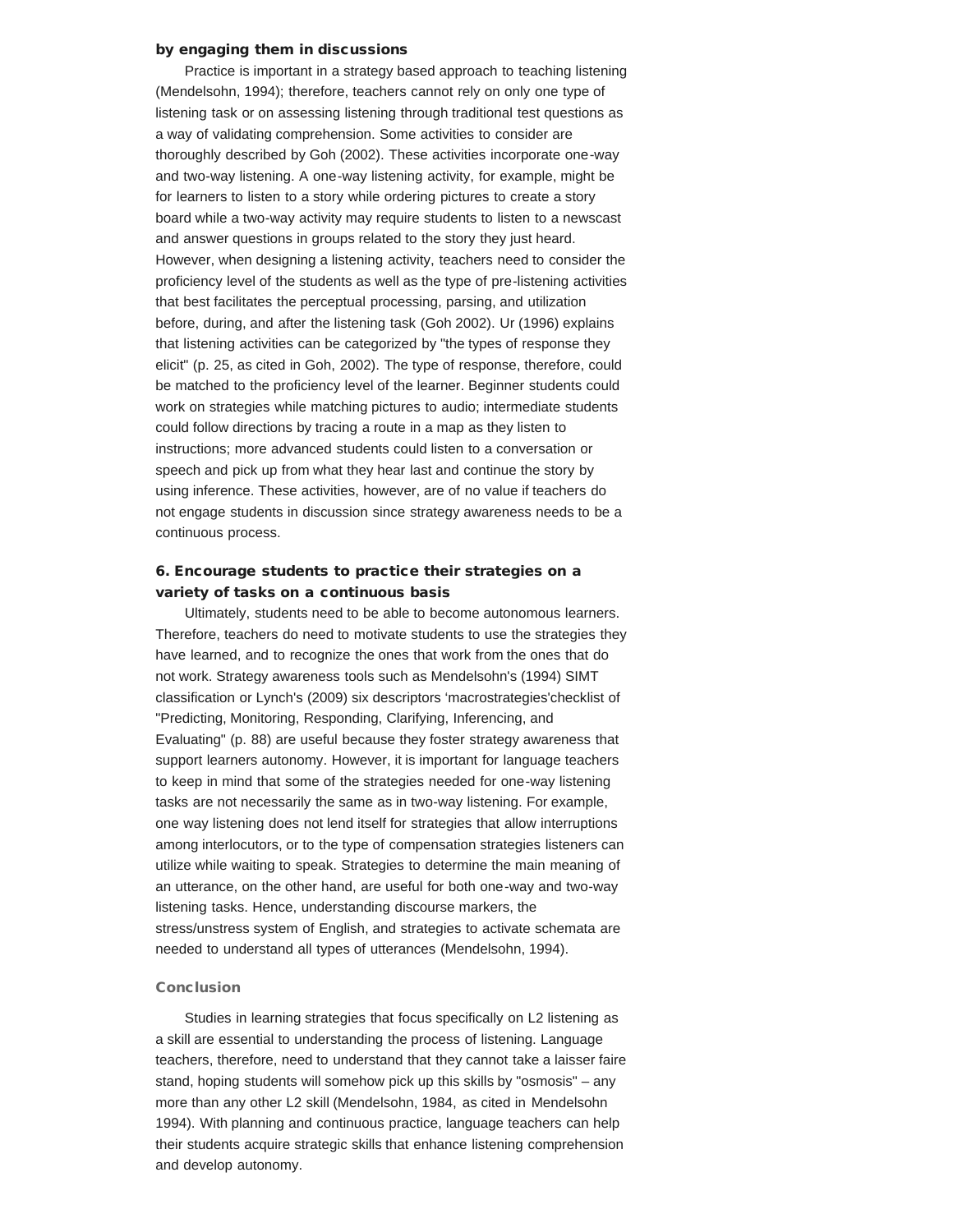**by engaging them in discussions**

Practice is important in a strategy based approach to teaching listening (Mendelsohn, 1994); therefore, teachers cannot rely on only one type of listening task or on assessing listening through traditional test questions as a way of validating comprehension. Some activities to consider are thoroughly described by Goh (2002). These activities incorporate one-way and two-way listening. A one-way listening activity, for example, might be for learners to listen to a story while ordering pictures to create a story board while a two-way activity may require students to listen to a newscast and answer questions in groups related to the story they just heard. However, when designing a listening activity, teachers need to consider the proficiency level of the students as well as the type of pre-listening activities that best facilitates the perceptual processing, parsing, and utilization before, during, and after the listening task (Goh 2002). Ur (1996) explains that listening activities can be categorized by "the types of response they elicit" (p. 25, as cited in Goh, 2002). The type of response, therefore, could be matched to the proficiency level of the learner. Beginner students could work on strategies while matching pictures to audio; intermediate students could follow directions by tracing a route in a map as they listen to instructions; more advanced students could listen to a conversation or speech and pick up from what they hear last and continue the story by using inference. These activities, however, are of no value if teachers do not engage students in discussion since strategy awareness needs to be a continuous process.

**6. Encourage students to practice their strategies on a variety of tasks on a continuous basis**

Ultimately, students need to be able to become autonomous learners. Therefore, teachers do need to motivate students to use the strategies they have learned, and to recognize the ones that work from the ones that do not work. Strategy awareness tools such as Mendelsohn's (1994) SIMT classification or Lynch's (2009) six descriptors 'macrostrategies'checklist of "Predicting, Monitoring, Responding, Clarifying, Inferencing, and Evaluating" (p. 88) are useful because they foster strategy awareness that support learners autonomy. However, it is important for language teachers to keep in mind that some of the strategies needed for one-way listening tasks are not necessarily the same as in two-way listening. For example, one way listening does not lend itself for strategies that allow interruptions among interlocutors, or to the type of compensation strategies listeners can utilize while waiting to speak. Strategies to determine the main meaning of an utterance, on the other hand, are useful for both one-way and two-way listening tasks. Hence, understanding discourse markers, the stress/unstress system of English, and strategies to activate schemata are needed to understand all types of utterances (Mendelsohn, 1994).

## Conclusion

Studies in learning strategies that focus specifically on L2 listening as a skill are essential to understanding the process of listening. Language teachers, therefore, need to understand that they cannot take a laisser faire stand, hoping students will somehow pick up this skills by "osmosis" – any more than any other L2 skill (Mendelsohn, 1984, as cited in Mendelsohn 1994). With planning and continuous practice, language teachers can help their students acquire strategic skills that enhance listening comprehension and develop autonomy.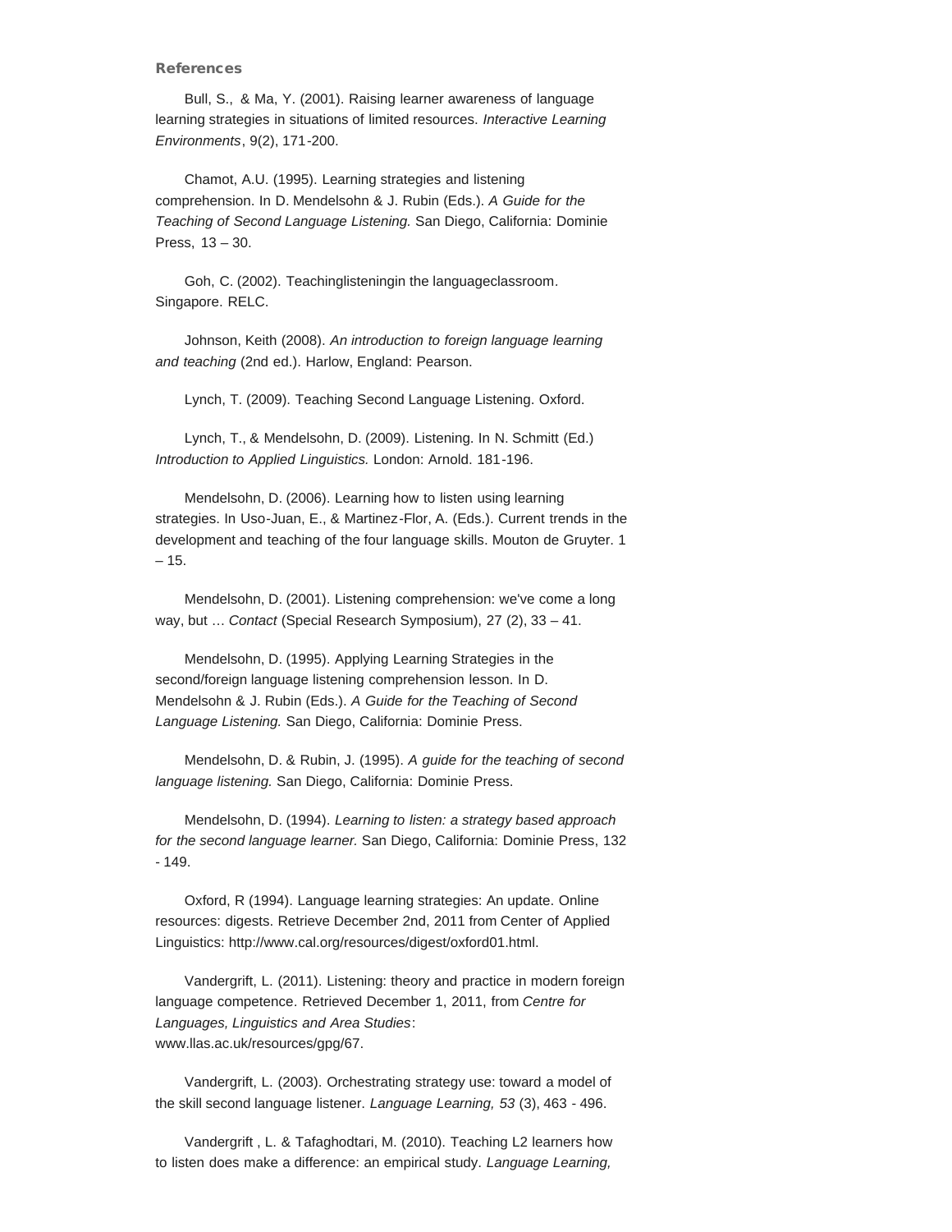**References**

Bull, S., & Ma, Y. (2001). Raising learner awareness of language learning strategies in situations of limited resources. *Interactive Learning Environments*, 9(2), 171-200.

Chamot, A.U. (1995). Learning strategies and listening comprehension. In D. Mendelsohn & J. Rubin (Eds.). *A Guide for the Teaching of Second Language Listening.* San Diego, California: Dominie Press, 13 – 30.

Goh, C. (2002). Teachinglisteningin the languageclassroom. Singapore. RELC.

Johnson, Keith (2008). *An introduction to foreign language learning and teaching* (2nd ed.). Harlow, England: Pearson.

Lynch, T. (2009). Teaching Second Language Listening. Oxford.

Lynch, T., & Mendelsohn, D. (2009). Listening. In N. Schmitt (Ed.) *Introduction to Applied Linguistics.* London: Arnold. 181-196.

Mendelsohn, D. (2006). Learning how to listen using learning strategies. In Uso-Juan, E., & Martinez-Flor, A. (Eds.). Current trends in the development and teaching of the four language skills. Mouton de Gruyter. 1 – 15.

Mendelsohn, D. (2001). Listening comprehension: we've come a long way, but … *Contact* (Special Research Symposium), 27 (2), 33 – 41.

Mendelsohn, D. (1995). Applying Learning Strategies in the second/foreign language listening comprehension lesson. In D. Mendelsohn & J. Rubin (Eds.). *A Guide for the Teaching of Second Language Listening.* San Diego, California: Dominie Press.

Mendelsohn, D. & Rubin, J. (1995). *A guide for the teaching of second language listening.* San Diego, California: Dominie Press.

Mendelsohn, D. (1994). *Learning to listen: a strategy based approach for the second language learner.* San Diego, California: Dominie Press, 132 - 149.

Oxford, R (1994). Language learning strategies: An update. Online resources: digests. Retrieve December 2nd, 2011 from Center of Applied Linguistics: http://www.cal.org/resources/digest/oxford01.html.

Vandergrift, L. (2011). Listening: theory and practice in modern foreign language competence. Retrieved December 1, 2011, from *Centre for Languages, Linguistics and Area Studies*: www.llas.ac.uk/resources/gpg/67.

Vandergrift, L. (2003). Orchestrating strategy use: toward a model of the skill second language listener. *Language Learning, 53* (3), 463 - 496.

Vandergrift , L. & Tafaghodtari, M. (2010). Teaching L2 learners how to listen does make a difference: an empirical study. *Language Learning,*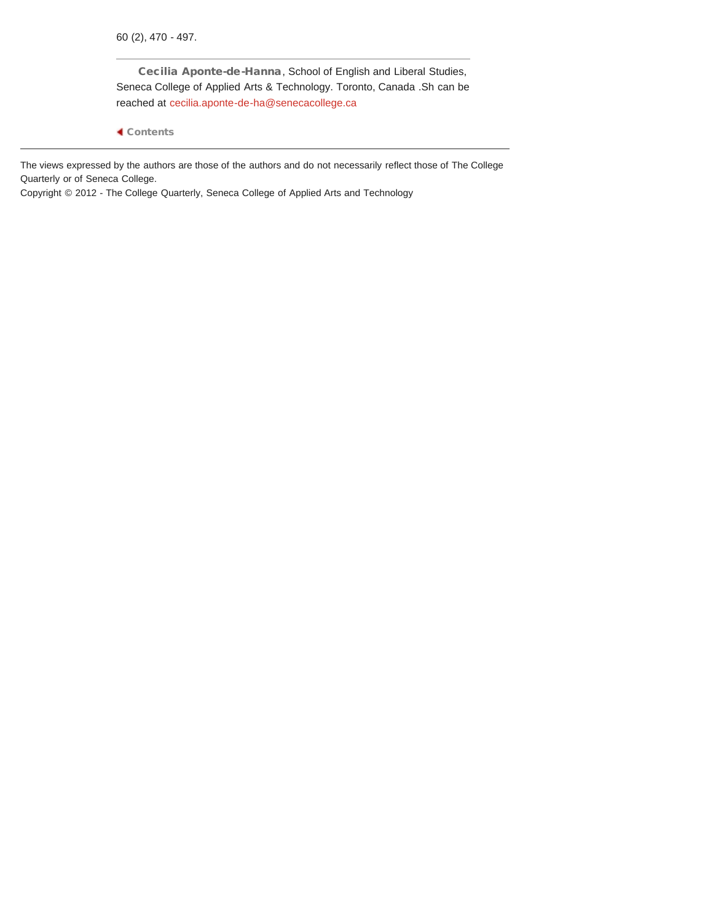60 (2), 470 - 497.

---

**Cecilia Aponte-de-Hanna**, School of English and Liberal Studies, Seneca College of Applied Arts & Technology. Toronto, Canada .Sh can be reached at cecilia.aponte-de-ha@senecacollege.ca

◀ **Contents**

---

The views expressed by the authors are those of the authors and do not necessarily reflect those of The College Quarterly or of Seneca College.
Copyright © 2012 - The College Quarterly, Seneca College of Applied Arts and Technology